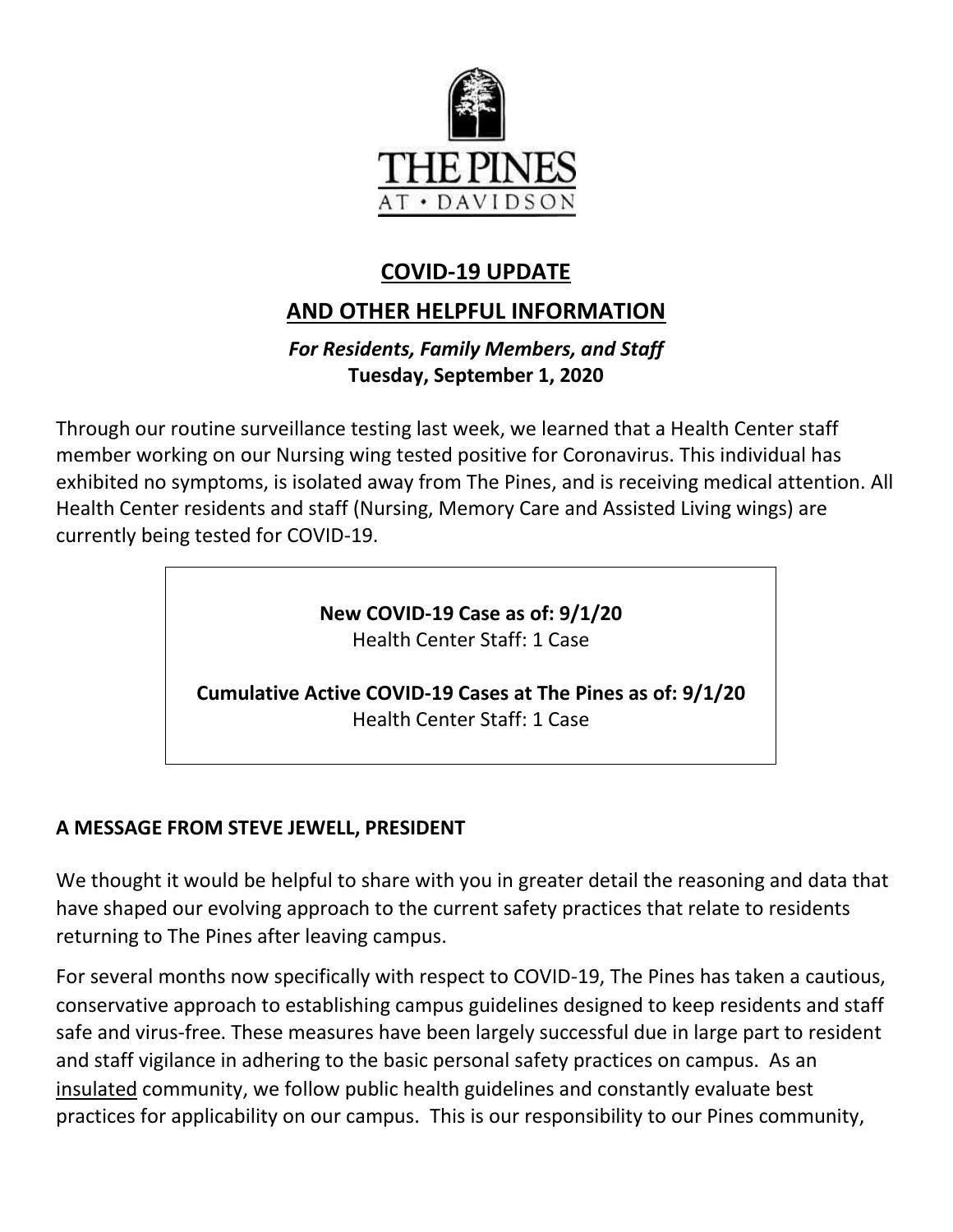THE PINES
AT • DAVIDSON

# COVID-19 UPDATE

# AND OTHER HELPFUL INFORMATION

***For Residents, Family Members, and Staff***
**Tuesday, September 1, 2020**

Through our routine surveillance testing last week, we learned that a Health Center staff member working on our Nursing wing tested positive for Coronavirus. This individual has exhibited no symptoms, is isolated away from The Pines, and is receiving medical attention. All Health Center residents and staff (Nursing, Memory Care and Assisted Living wings) are currently being tested for COVID-19.

**New COVID-19 Case as of: 9/1/20**
Health Center Staff: 1 Case

**Cumulative Active COVID-19 Cases at The Pines as of: 9/1/20**
Health Center Staff: 1 Case

## A MESSAGE FROM STEVE JEWELL, PRESIDENT

We thought it would be helpful to share with you in greater detail the reasoning and data that have shaped our evolving approach to the current safety practices that relate to residents returning to The Pines after leaving campus.

For several months now specifically with respect to COVID-19, The Pines has taken a cautious, conservative approach to establishing campus guidelines designed to keep residents and staff safe and virus-free. These measures have been largely successful due in large part to resident and staff vigilance in adhering to the basic personal safety practices on campus. As an insulated community, we follow public health guidelines and constantly evaluate best practices for applicability on our campus. This is our responsibility to our Pines community,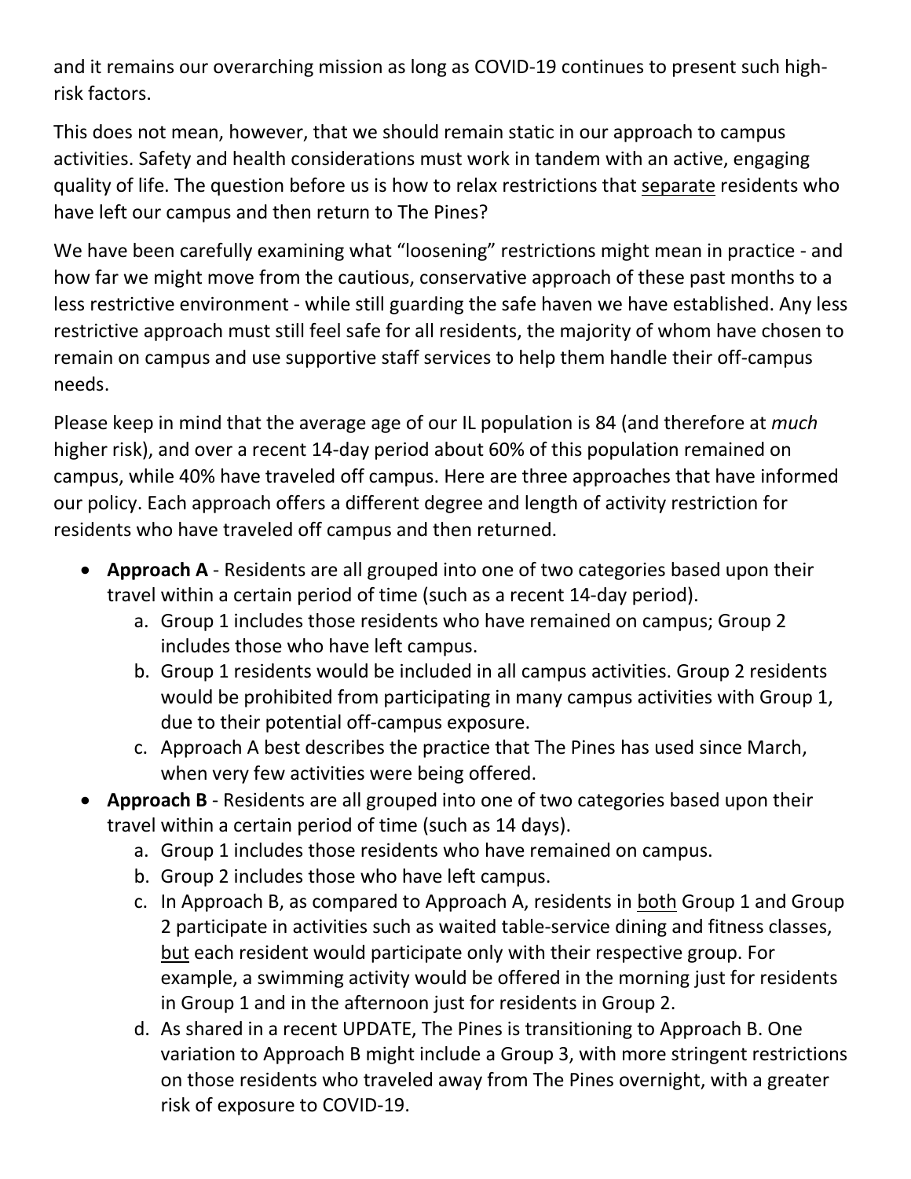and it remains our overarching mission as long as COVID-19 continues to present such high-risk factors.

This does not mean, however, that we should remain static in our approach to campus activities. Safety and health considerations must work in tandem with an active, engaging quality of life. The question before us is how to relax restrictions that <u>separate</u> residents who have left our campus and then return to The Pines?

We have been carefully examining what "loosening" restrictions might mean in practice - and how far we might move from the cautious, conservative approach of these past months to a less restrictive environment - while still guarding the safe haven we have established. Any less restrictive approach must still feel safe for all residents, the majority of whom have chosen to remain on campus and use supportive staff services to help them handle their off-campus needs.

Please keep in mind that the average age of our IL population is 84 (and therefore at *much* higher risk), and over a recent 14-day period about 60% of this population remained on campus, while 40% have traveled off campus. Here are three approaches that have informed our policy. Each approach offers a different degree and length of activity restriction for residents who have traveled off campus and then returned.

- **Approach A** - Residents are all grouped into one of two categories based upon their travel within a certain period of time (such as a recent 14-day period).
  a. Group 1 includes those residents who have remained on campus; Group 2 includes those who have left campus.
  b. Group 1 residents would be included in all campus activities. Group 2 residents would be prohibited from participating in many campus activities with Group 1, due to their potential off-campus exposure.
  c. Approach A best describes the practice that The Pines has used since March, when very few activities were being offered.
- **Approach B** - Residents are all grouped into one of two categories based upon their travel within a certain period of time (such as 14 days).
  a. Group 1 includes those residents who have remained on campus.
  b. Group 2 includes those who have left campus.
  c. In Approach B, as compared to Approach A, residents in <u>both</u> Group 1 and Group 2 participate in activities such as waited table-service dining and fitness classes, <u>but</u> each resident would participate only with their respective group. For example, a swimming activity would be offered in the morning just for residents in Group 1 and in the afternoon just for residents in Group 2.
  d. As shared in a recent UPDATE, The Pines is transitioning to Approach B. One variation to Approach B might include a Group 3, with more stringent restrictions on those residents who traveled away from The Pines overnight, with a greater risk of exposure to COVID-19.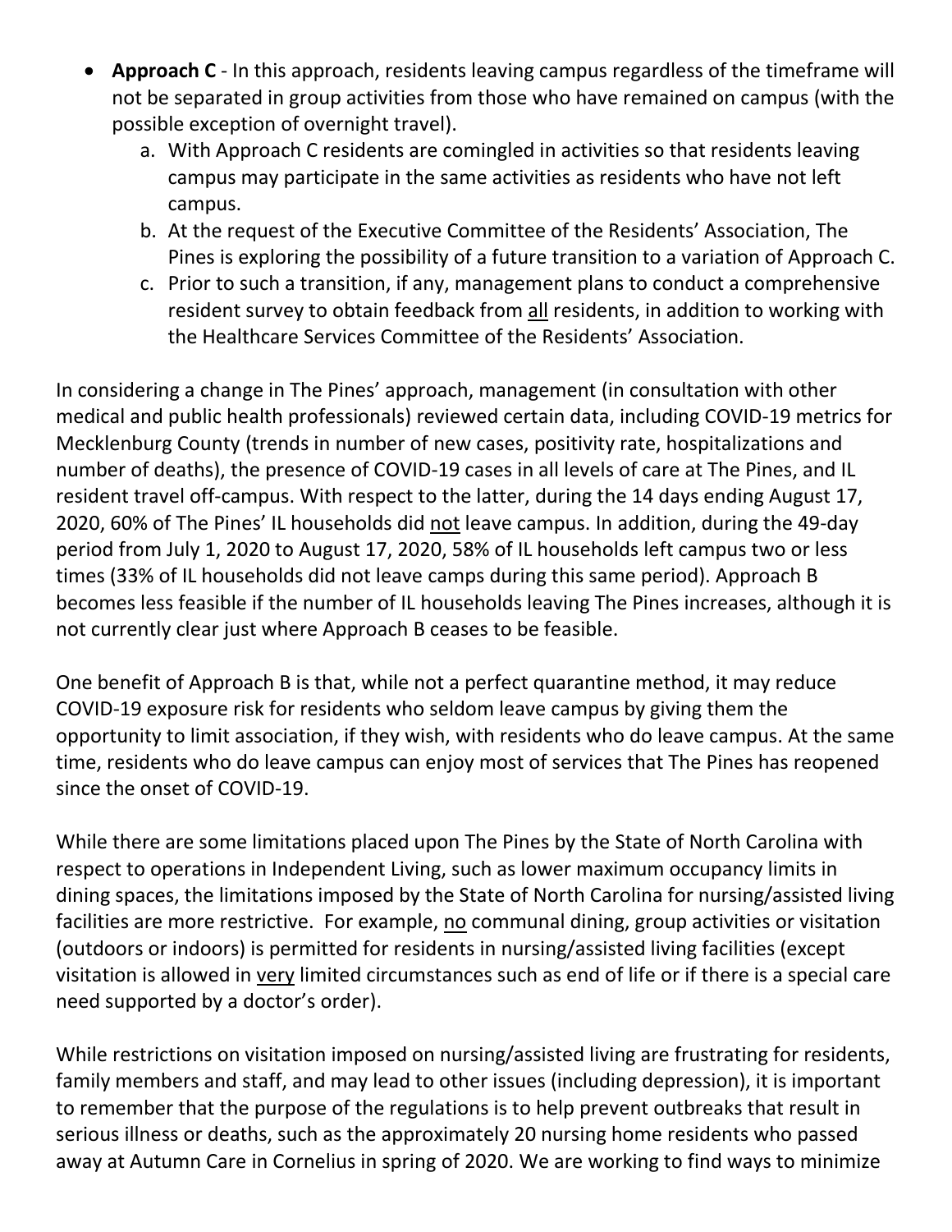- **Approach C** - In this approach, residents leaving campus regardless of the timeframe will not be separated in group activities from those who have remained on campus (with the possible exception of overnight travel).
    a. With Approach C residents are comingled in activities so that residents leaving campus may participate in the same activities as residents who have not left campus.
    b. At the request of the Executive Committee of the Residents' Association, The Pines is exploring the possibility of a future transition to a variation of Approach C.
    c. Prior to such a transition, if any, management plans to conduct a comprehensive resident survey to obtain feedback from <u>all</u> residents, in addition to working with the Healthcare Services Committee of the Residents' Association.

In considering a change in The Pines' approach, management (in consultation with other medical and public health professionals) reviewed certain data, including COVID-19 metrics for Mecklenburg County (trends in number of new cases, positivity rate, hospitalizations and number of deaths), the presence of COVID-19 cases in all levels of care at The Pines, and IL resident travel off-campus. With respect to the latter, during the 14 days ending August 17, 2020, 60% of The Pines' IL households did <u>not</u> leave campus. In addition, during the 49-day period from July 1, 2020 to August 17, 2020, 58% of IL households left campus two or less times (33% of IL households did not leave camps during this same period). Approach B becomes less feasible if the number of IL households leaving The Pines increases, although it is not currently clear just where Approach B ceases to be feasible.

One benefit of Approach B is that, while not a perfect quarantine method, it may reduce COVID-19 exposure risk for residents who seldom leave campus by giving them the opportunity to limit association, if they wish, with residents who do leave campus. At the same time, residents who do leave campus can enjoy most of services that The Pines has reopened since the onset of COVID-19.

While there are some limitations placed upon The Pines by the State of North Carolina with respect to operations in Independent Living, such as lower maximum occupancy limits in dining spaces, the limitations imposed by the State of North Carolina for nursing/assisted living facilities are more restrictive. For example, <u>no</u> communal dining, group activities or visitation (outdoors or indoors) is permitted for residents in nursing/assisted living facilities (except visitation is allowed in <u>very</u> limited circumstances such as end of life or if there is a special care need supported by a doctor's order).

While restrictions on visitation imposed on nursing/assisted living are frustrating for residents, family members and staff, and may lead to other issues (including depression), it is important to remember that the purpose of the regulations is to help prevent outbreaks that result in serious illness or deaths, such as the approximately 20 nursing home residents who passed away at Autumn Care in Cornelius in spring of 2020. We are working to find ways to minimize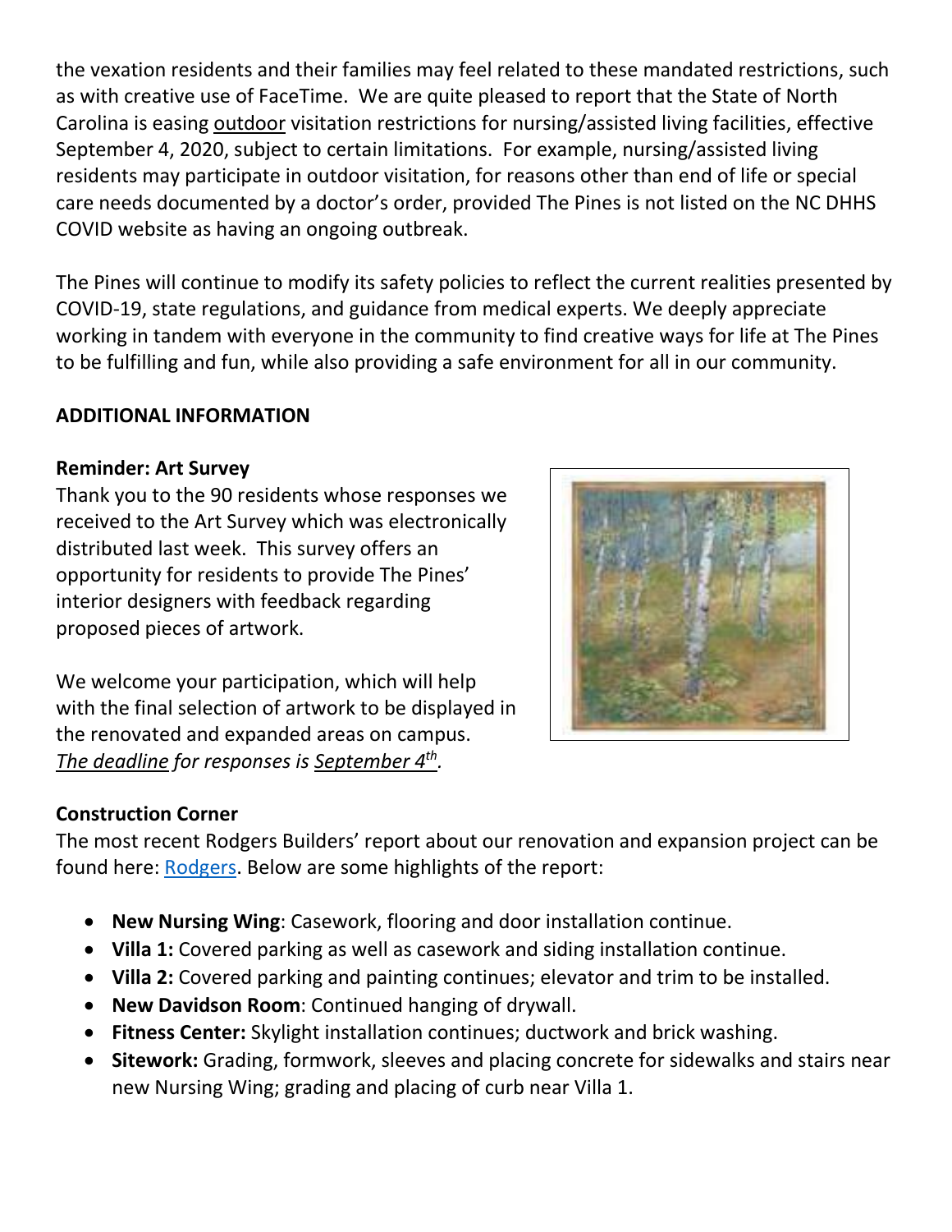the vexation residents and their families may feel related to these mandated restrictions, such as with creative use of FaceTime. We are quite pleased to report that the State of North Carolina is easing <u>outdoor</u> visitation restrictions for nursing/assisted living facilities, effective September 4, 2020, subject to certain limitations. For example, nursing/assisted living residents may participate in outdoor visitation, for reasons other than end of life or special care needs documented by a doctor's order, provided The Pines is not listed on the NC DHHS COVID website as having an ongoing outbreak.

The Pines will continue to modify its safety policies to reflect the current realities presented by COVID-19, state regulations, and guidance from medical experts. We deeply appreciate working in tandem with everyone in the community to find creative ways for life at The Pines to be fulfilling and fun, while also providing a safe environment for all in our community.

## ADDITIONAL INFORMATION

### Reminder: Art Survey

Thank you to the 90 residents whose responses we received to the Art Survey which was electronically distributed last week. This survey offers an opportunity for residents to provide The Pines' interior designers with feedback regarding proposed pieces of artwork.

We welcome your participation, which will help with the final selection of artwork to be displayed in the renovated and expanded areas on campus. *<u>The deadline</u> for responses is <u>September 4th</u>.*

### Construction Corner

The most recent Rodgers Builders' report about our renovation and expansion project can be found here: [Rodgers](). Below are some highlights of the report:

- **New Nursing Wing**: Casework, flooring and door installation continue.
- **Villa 1:** Covered parking as well as casework and siding installation continue.
- **Villa 2:** Covered parking and painting continues; elevator and trim to be installed.
- **New Davidson Room**: Continued hanging of drywall.
- **Fitness Center:** Skylight installation continues; ductwork and brick washing.
- **Sitework:** Grading, formwork, sleeves and placing concrete for sidewalks and stairs near new Nursing Wing; grading and placing of curb near Villa 1.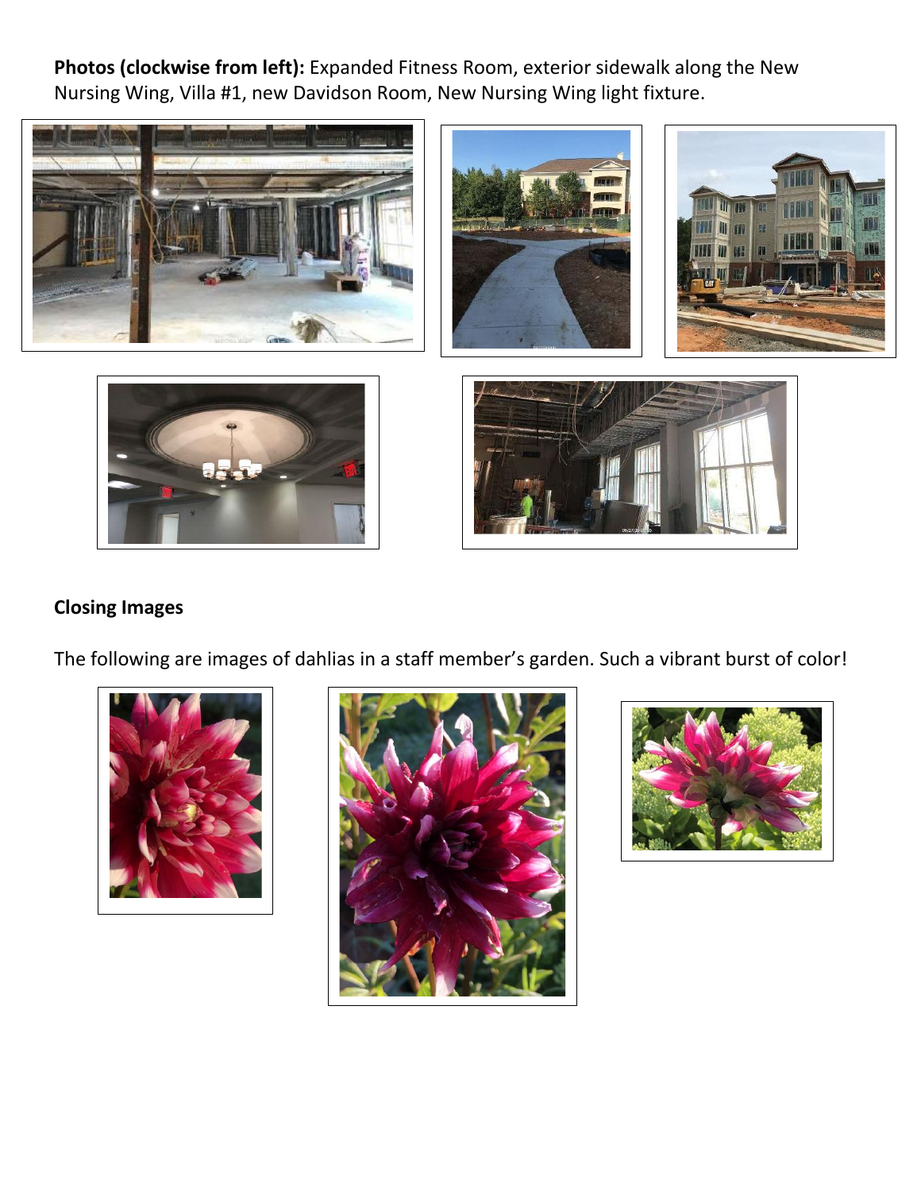**Photos (clockwise from left):** Expanded Fitness Room, exterior sidewalk along the New Nursing Wing, Villa #1, new Davidson Room, New Nursing Wing light fixture.

**Closing Images**

The following are images of dahlias in a staff member's garden. Such a vibrant burst of color!